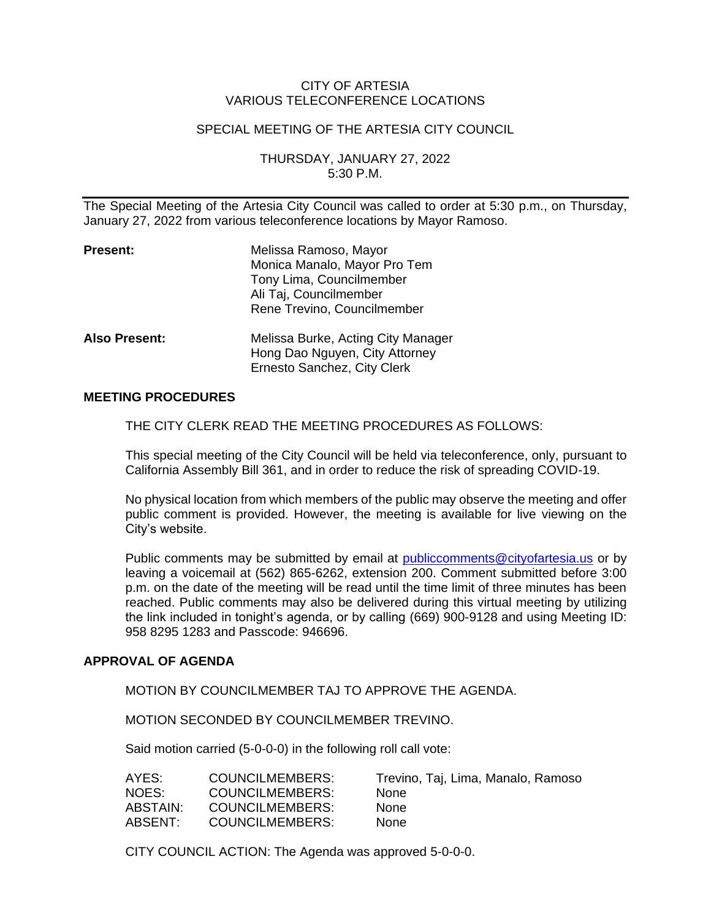CITY OF ARTESIA
VARIOUS TELECONFERENCE LOCATIONS

SPECIAL MEETING OF THE ARTESIA CITY COUNCIL

THURSDAY, JANUARY 27, 2022
5:30 P.M.

---

The Special Meeting of the Artesia City Council was called to order at 5:30 p.m., on Thursday, January 27, 2022 from various teleconference locations by Mayor Ramoso.

| | |
|---|---|
| **Present:** | Melissa Ramoso, Mayor<br>Monica Manalo, Mayor Pro Tem<br>Tony Lima, Councilmember<br>Ali Taj, Councilmember<br>Rene Trevino, Councilmember |
| **Also Present:** | Melissa Burke, Acting City Manager<br>Hong Dao Nguyen, City Attorney<br>Ernesto Sanchez, City Clerk |

**MEETING PROCEDURES**

THE CITY CLERK READ THE MEETING PROCEDURES AS FOLLOWS:

This special meeting of the City Council will be held via teleconference, only, pursuant to California Assembly Bill 361, and in order to reduce the risk of spreading COVID-19.

No physical location from which members of the public may observe the meeting and offer public comment is provided. However, the meeting is available for live viewing on the City's website.

Public comments may be submitted by email at publiccomments@cityofartesia.us or by leaving a voicemail at (562) 865-6262, extension 200. Comment submitted before 3:00 p.m. on the date of the meeting will be read until the time limit of three minutes has been reached. Public comments may also be delivered during this virtual meeting by utilizing the link included in tonight's agenda, or by calling (669) 900-9128 and using Meeting ID: 958 8295 1283 and Passcode: 946696.

**APPROVAL OF AGENDA**

MOTION BY COUNCILMEMBER TAJ TO APPROVE THE AGENDA.

MOTION SECONDED BY COUNCILMEMBER TREVINO.

Said motion carried (5-0-0-0) in the following roll call vote:

| | | |
|---|---|---|
| AYES: | COUNCILMEMBERS: | Trevino, Taj, Lima, Manalo, Ramoso |
| NOES: | COUNCILMEMBERS: | None |
| ABSTAIN: | COUNCILMEMBERS: | None |
| ABSENT: | COUNCILMEMBERS: | None |

CITY COUNCIL ACTION: The Agenda was approved 5-0-0-0.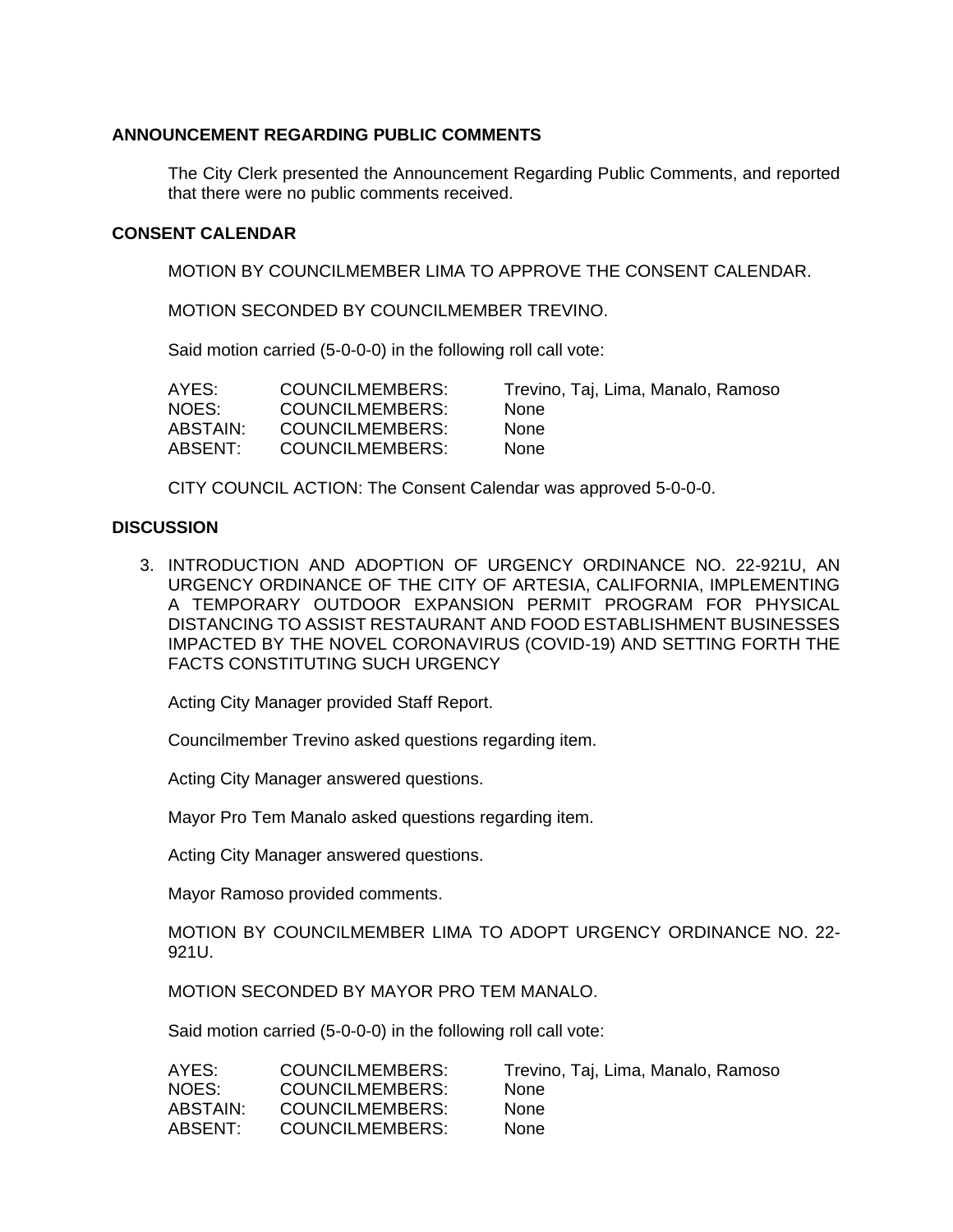**ANNOUNCEMENT REGARDING PUBLIC COMMENTS**

The City Clerk presented the Announcement Regarding Public Comments, and reported that there were no public comments received.

**CONSENT CALENDAR**

MOTION BY COUNCILMEMBER LIMA TO APPROVE THE CONSENT CALENDAR.

MOTION SECONDED BY COUNCILMEMBER TREVINO.

Said motion carried (5-0-0-0) in the following roll call vote:

| | | |
|---|---|---|
| AYES: | COUNCILMEMBERS: | Trevino, Taj, Lima, Manalo, Ramoso |
| NOES: | COUNCILMEMBERS: | None |
| ABSTAIN: | COUNCILMEMBERS: | None |
| ABSENT: | COUNCILMEMBERS: | None |

CITY COUNCIL ACTION: The Consent Calendar was approved 5-0-0-0.

**DISCUSSION**

3. INTRODUCTION AND ADOPTION OF URGENCY ORDINANCE NO. 22-921U, AN URGENCY ORDINANCE OF THE CITY OF ARTESIA, CALIFORNIA, IMPLEMENTING A TEMPORARY OUTDOOR EXPANSION PERMIT PROGRAM FOR PHYSICAL DISTANCING TO ASSIST RESTAURANT AND FOOD ESTABLISHMENT BUSINESSES IMPACTED BY THE NOVEL CORONAVIRUS (COVID-19) AND SETTING FORTH THE FACTS CONSTITUTING SUCH URGENCY

   Acting City Manager provided Staff Report.

   Councilmember Trevino asked questions regarding item.

   Acting City Manager answered questions.

   Mayor Pro Tem Manalo asked questions regarding item.

   Acting City Manager answered questions.

   Mayor Ramoso provided comments.

   MOTION BY COUNCILMEMBER LIMA TO ADOPT URGENCY ORDINANCE NO. 22-921U.

   MOTION SECONDED BY MAYOR PRO TEM MANALO.

   Said motion carried (5-0-0-0) in the following roll call vote:

| | | |
|---|---|---|
| AYES: | COUNCILMEMBERS: | Trevino, Taj, Lima, Manalo, Ramoso |
| NOES: | COUNCILMEMBERS: | None |
| ABSTAIN: | COUNCILMEMBERS: | None |
| ABSENT: | COUNCILMEMBERS: | None |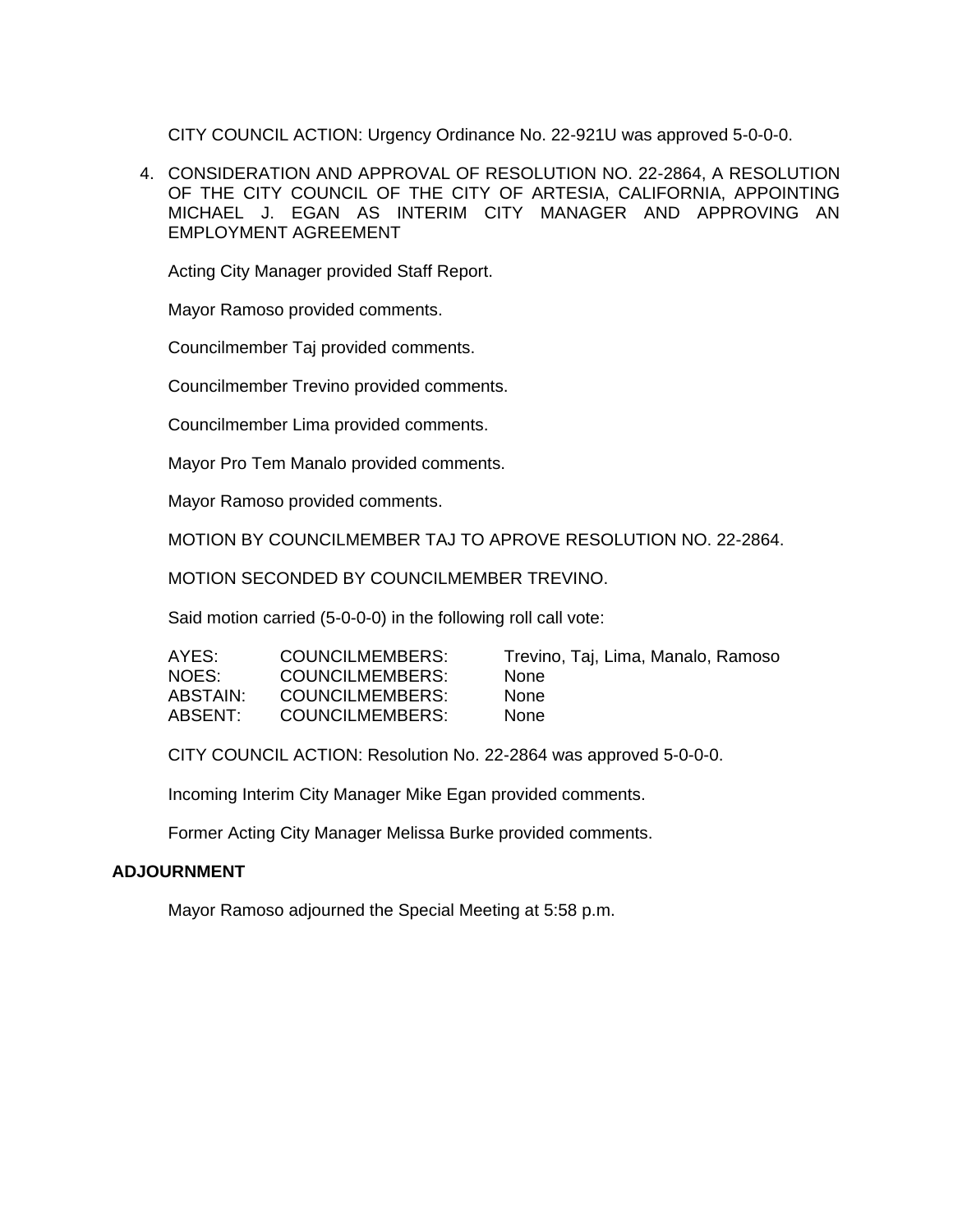CITY COUNCIL ACTION: Urgency Ordinance No. 22-921U was approved 5-0-0-0.

4. CONSIDERATION AND APPROVAL OF RESOLUTION NO. 22-2864, A RESOLUTION OF THE CITY COUNCIL OF THE CITY OF ARTESIA, CALIFORNIA, APPOINTING MICHAEL J. EGAN AS INTERIM CITY MANAGER AND APPROVING AN EMPLOYMENT AGREEMENT

   Acting City Manager provided Staff Report.

   Mayor Ramoso provided comments.

   Councilmember Taj provided comments.

   Councilmember Trevino provided comments.

   Councilmember Lima provided comments.

   Mayor Pro Tem Manalo provided comments.

   Mayor Ramoso provided comments.

   MOTION BY COUNCILMEMBER TAJ TO APROVE RESOLUTION NO. 22-2864.

   MOTION SECONDED BY COUNCILMEMBER TREVINO.

   Said motion carried (5-0-0-0) in the following roll call vote:

| | | |
|---|---|---|
| AYES: | COUNCILMEMBERS: | Trevino, Taj, Lima, Manalo, Ramoso |
| NOES: | COUNCILMEMBERS: | None |
| ABSTAIN: | COUNCILMEMBERS: | None |
| ABSENT: | COUNCILMEMBERS: | None |

   CITY COUNCIL ACTION: Resolution No. 22-2864 was approved 5-0-0-0.

   Incoming Interim City Manager Mike Egan provided comments.

   Former Acting City Manager Melissa Burke provided comments.

**ADJOURNMENT**

Mayor Ramoso adjourned the Special Meeting at 5:58 p.m.